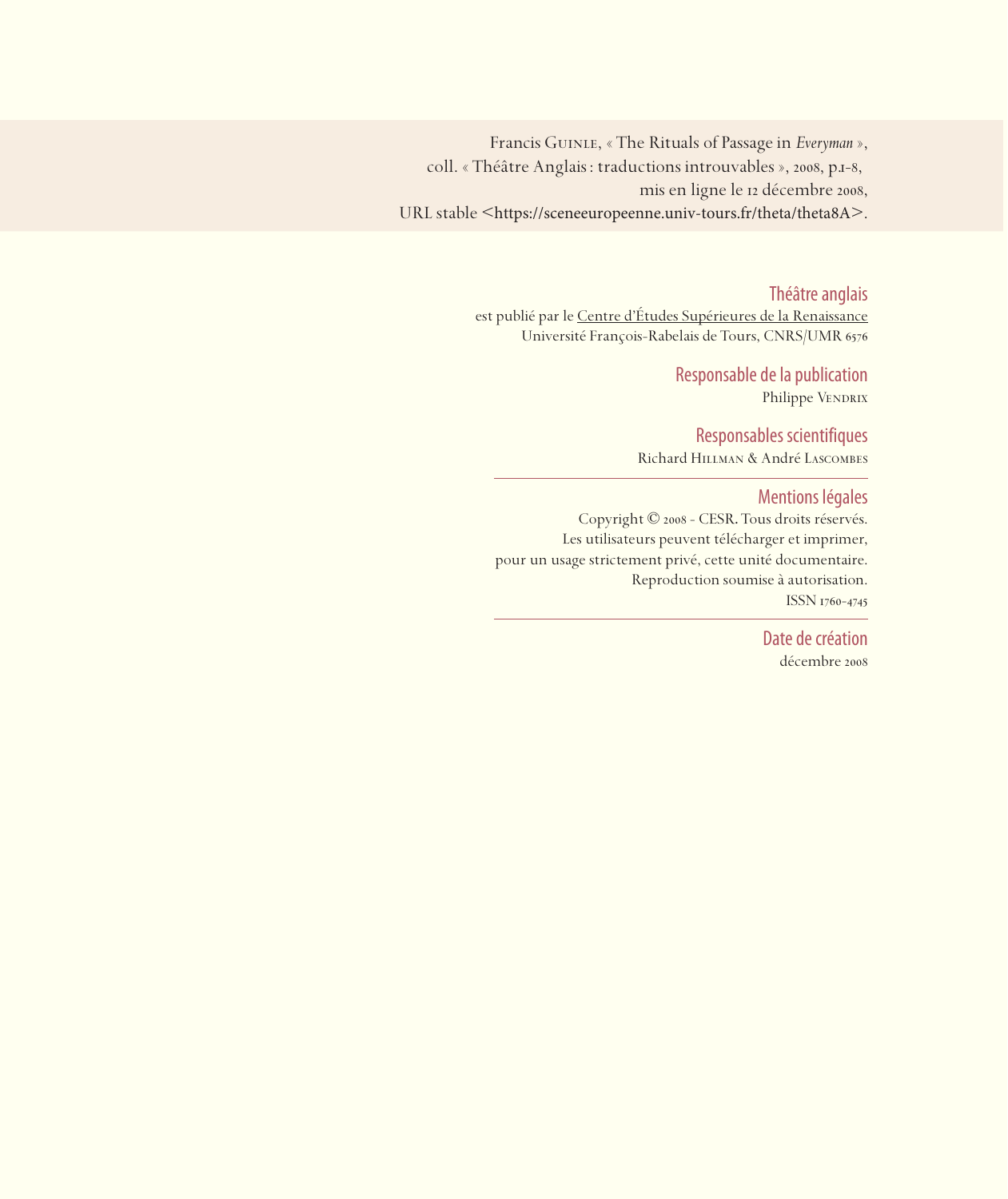Francis Guinle, « The Rituals of Passage in *Everyman* »,
coll. « Théâtre Anglais : traductions introuvables », 2008, p.1-8,
mis en ligne le 12 décembre 2008,
URL stable <https://sceneeuropeenne.univ-tours.fr/theta/theta8A>.

## Théâtre anglais

est publié par le Centre d'Études Supérieures de la Renaissance
Université François-Rabelais de Tours, CNRS/UMR 6576

## Responsable de la publication

Philippe Vendrix

## Responsables scientifiques

Richard Hillman & André Lascombes

## Mentions légales

Copyright © 2008 - CESR. Tous droits réservés.
Les utilisateurs peuvent télécharger et imprimer,
pour un usage strictement privé, cette unité documentaire.
Reproduction soumise à autorisation.
ISSN 1760-4745

## Date de création

décembre 2008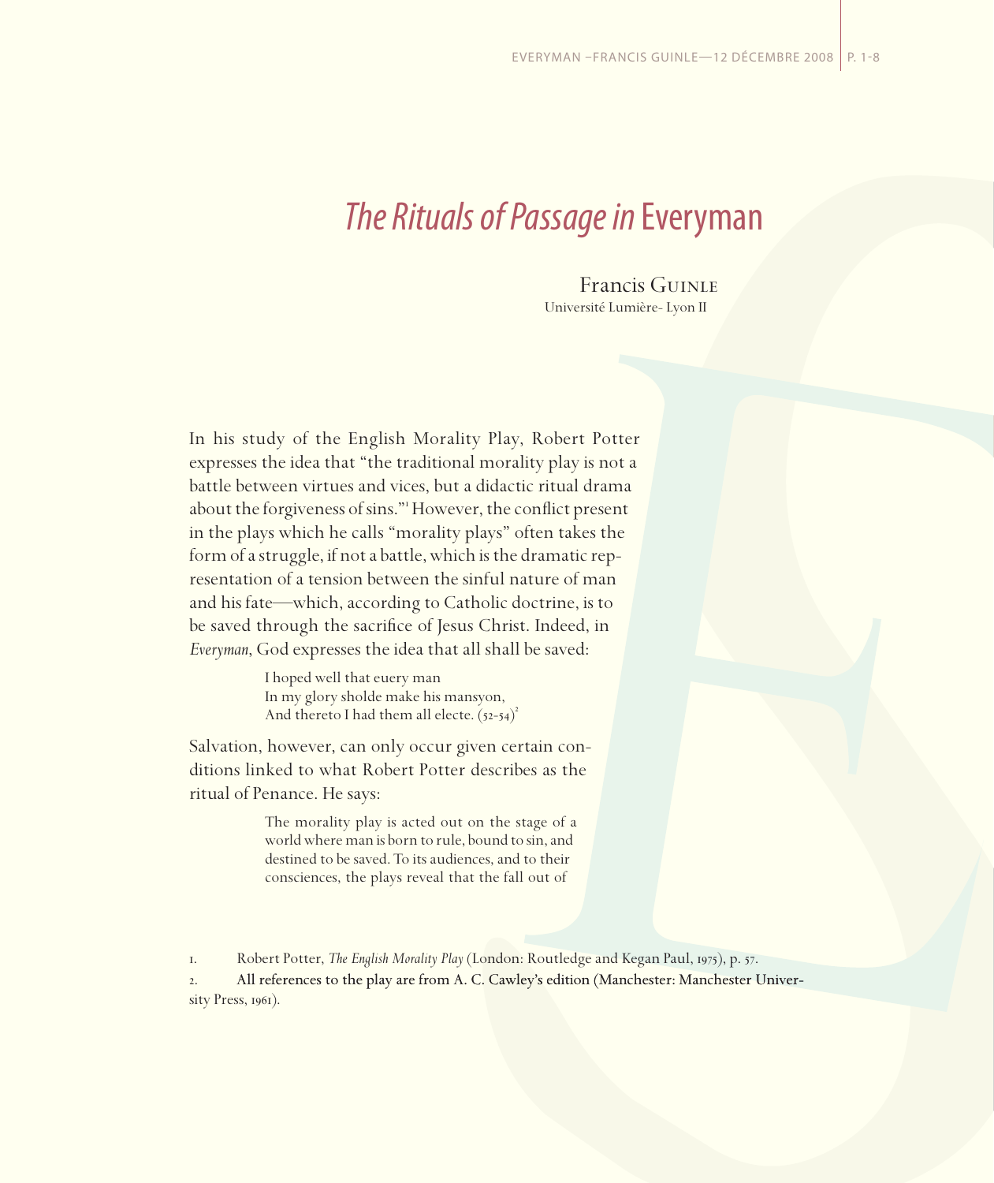# *The Rituals of Passage in* Everyman

Francis Guinle
Université Lumière- Lyon II

In his study of the English Morality Play, Robert Potter expresses the idea that "the traditional morality play is not a battle between virtues and vices, but a didactic ritual drama about the forgiveness of sins."[1] However, the conflict present in the plays which he calls "morality plays" often takes the form of a struggle, if not a battle, which is the dramatic representation of a tension between the sinful nature of man and his fate—which, according to Catholic doctrine, is to be saved through the sacrifice of Jesus Christ. Indeed, in *Everyman*, God expresses the idea that all shall be saved:

> I hoped well that euery man
> In my glory sholde make his mansyon,
> And thereto I had them all electe. (52-54)[2]

Salvation, however, can only occur given certain conditions linked to what Robert Potter describes as the ritual of Penance. He says:

> The morality play is acted out on the stage of a world where man is born to rule, bound to sin, and destined to be saved. To its audiences, and to their consciences, the plays reveal that the fall out of

1. Robert Potter, *The English Morality Play* (London: Routledge and Kegan Paul, 1975), p. 57.

2. All references to the play are from A. C. Cawley's edition (Manchester: Manchester University Press, 1961).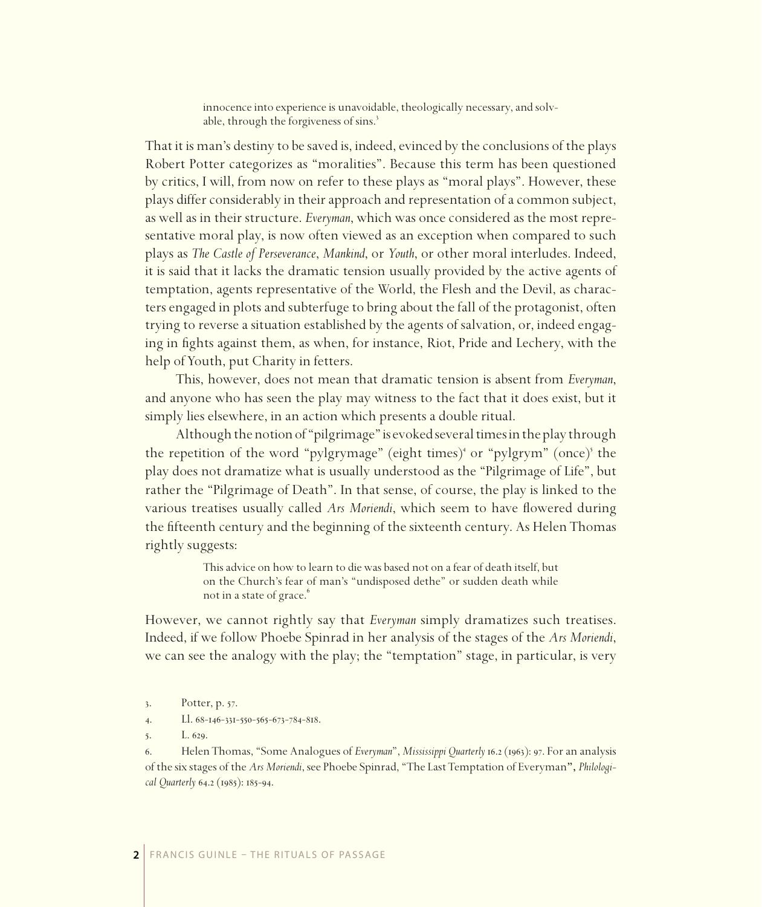> innocence into experience is unavoidable, theologically necessary, and solvable, through the forgiveness of sins.[3]

That it is man's destiny to be saved is, indeed, evinced by the conclusions of the plays Robert Potter categorizes as "moralities". Because this term has been questioned by critics, I will, from now on refer to these plays as "moral plays". However, these plays differ considerably in their approach and representation of a common subject, as well as in their structure. *Everyman*, which was once considered as the most representative moral play, is now often viewed as an exception when compared to such plays as *The Castle of Perseverance*, *Mankind*, or *Youth*, or other moral interludes. Indeed, it is said that it lacks the dramatic tension usually provided by the active agents of temptation, agents representative of the World, the Flesh and the Devil, as characters engaged in plots and subterfuge to bring about the fall of the protagonist, often trying to reverse a situation established by the agents of salvation, or, indeed engaging in fights against them, as when, for instance, Riot, Pride and Lechery, with the help of Youth, put Charity in fetters.

This, however, does not mean that dramatic tension is absent from *Everyman*, and anyone who has seen the play may witness to the fact that it does exist, but it simply lies elsewhere, in an action which presents a double ritual.

Although the notion of "pilgrimage" is evoked several times in the play through the repetition of the word "pylgrymage" (eight times)[4] or "pylgrym" (once)[5] the play does not dramatize what is usually understood as the "Pilgrimage of Life", but rather the "Pilgrimage of Death". In that sense, of course, the play is linked to the various treatises usually called *Ars Moriendi*, which seem to have flowered during the fifteenth century and the beginning of the sixteenth century. As Helen Thomas rightly suggests:

> This advice on how to learn to die was based not on a fear of death itself, but on the Church's fear of man's "undisposed dethe" or sudden death while not in a state of grace.[6]

However, we cannot rightly say that *Everyman* simply dramatizes such treatises. Indeed, if we follow Phoebe Spinrad in her analysis of the stages of the *Ars Moriendi*, we can see the analogy with the play; the "temptation" stage, in particular, is very

3. Potter, p. 57.

4. Ll. 68-146-331-550-565-673-784-818.

5. L. 629.

6. Helen Thomas, "Some Analogues of *Everyman*", *Mississippi Quarterly* 16.2 (1963): 97. For an analysis of the six stages of the *Ars Moriendi*, see Phoebe Spinrad, "The Last Temptation of Everyman", *Philological Quarterly* 64.2 (1985): 185-94.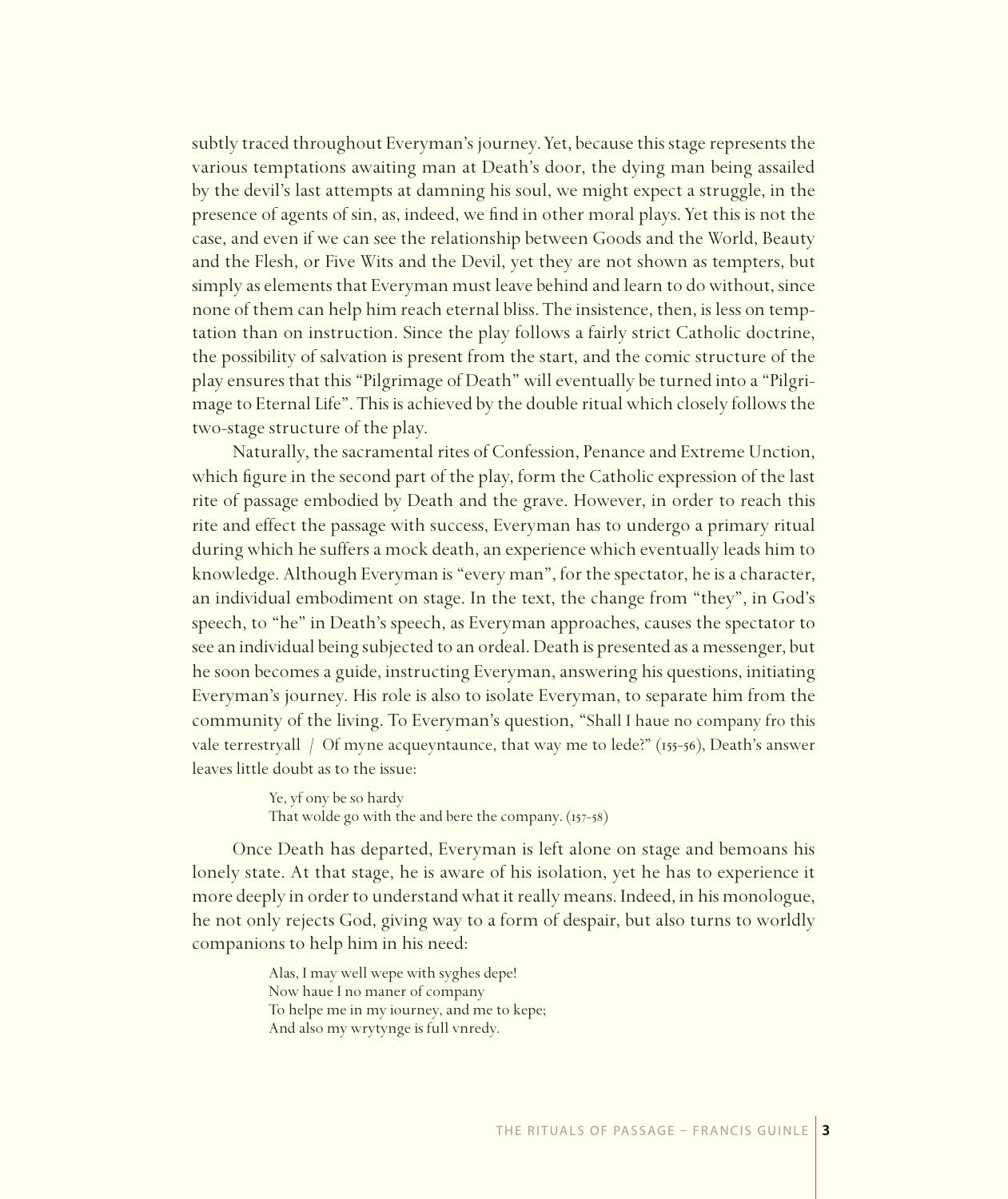subtly traced throughout Everyman's journey. Yet, because this stage represents the various temptations awaiting man at Death's door, the dying man being assailed by the devil's last attempts at damning his soul, we might expect a struggle, in the presence of agents of sin, as, indeed, we find in other moral plays. Yet this is not the case, and even if we can see the relationship between Goods and the World, Beauty and the Flesh, or Five Wits and the Devil, yet they are not shown as tempters, but simply as elements that Everyman must leave behind and learn to do without, since none of them can help him reach eternal bliss. The insistence, then, is less on temptation than on instruction. Since the play follows a fairly strict Catholic doctrine, the possibility of salvation is present from the start, and the comic structure of the play ensures that this "Pilgrimage of Death" will eventually be turned into a "Pilgrimage to Eternal Life". This is achieved by the double ritual which closely follows the two-stage structure of the play.

Naturally, the sacramental rites of Confession, Penance and Extreme Unction, which figure in the second part of the play, form the Catholic expression of the last rite of passage embodied by Death and the grave. However, in order to reach this rite and effect the passage with success, Everyman has to undergo a primary ritual during which he suffers a mock death, an experience which eventually leads him to knowledge. Although Everyman is "every man", for the spectator, he is a character, an individual embodiment on stage. In the text, the change from "they", in God's speech, to "he" in Death's speech, as Everyman approaches, causes the spectator to see an individual being subjected to an ordeal. Death is presented as a messenger, but he soon becomes a guide, instructing Everyman, answering his questions, initiating Everyman's journey. His role is also to isolate Everyman, to separate him from the community of the living. To Everyman's question, "Shall I haue no company fro this vale terrestryall / Of myne acqueyntaunce, that way me to lede?" (155-56), Death's answer leaves little doubt as to the issue:

> Ye, yf ony be so hardy
> That wolde go with the and bere the company. (157-58)

Once Death has departed, Everyman is left alone on stage and bemoans his lonely state. At that stage, he is aware of his isolation, yet he has to experience it more deeply in order to understand what it really means. Indeed, in his monologue, he not only rejects God, giving way to a form of despair, but also turns to worldly companions to help him in his need:

> Alas, I may well wepe with syghes depe!
> Now haue I no maner of company
> To helpe me in my iourney, and me to kepe;
> And also my wrytynge is full vnredy.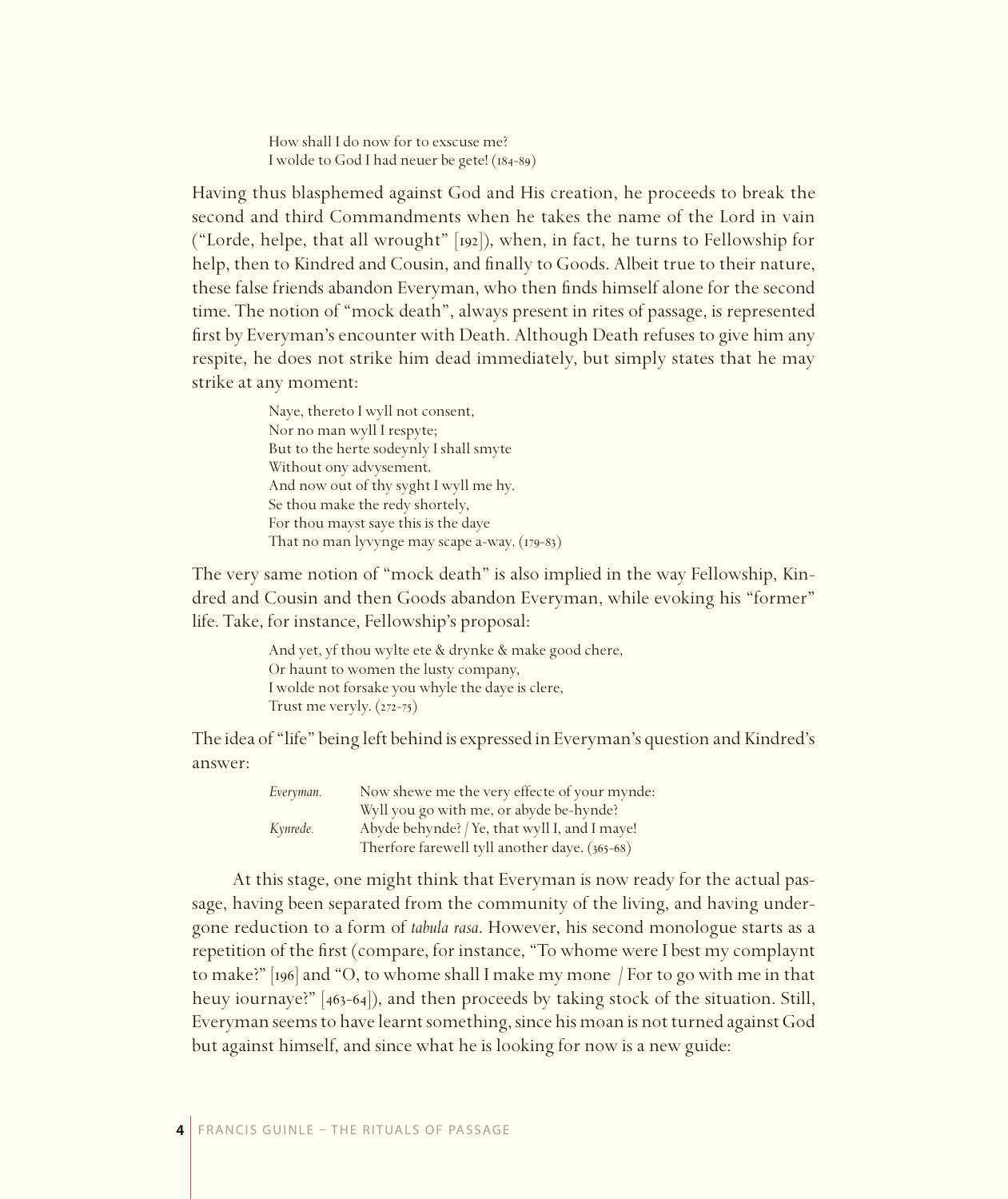> How shall I do now for to exscuse me?
> I wolde to God I had neuer be gete! (184-89)

Having thus blasphemed against God and His creation, he proceeds to break the second and third Commandments when he takes the name of the Lord in vain ("Lorde, helpe, that all wrought" [192]), when, in fact, he turns to Fellowship for help, then to Kindred and Cousin, and finally to Goods. Albeit true to their nature, these false friends abandon Everyman, who then finds himself alone for the second time. The notion of "mock death", always present in rites of passage, is represented first by Everyman's encounter with Death. Although Death refuses to give him any respite, he does not strike him dead immediately, but simply states that he may strike at any moment:

> Naye, thereto I wyll not consent,
> Nor no man wyll I respyte;
> But to the herte sodeynly I shall smyte
> Without ony advysement.
> And now out of thy syght I wyll me hy.
> Se thou make the redy shortely,
> For thou mayst saye this is the daye
> That no man lyvynge may scape a-way. (179-83)

The very same notion of "mock death" is also implied in the way Fellowship, Kindred and Cousin and then Goods abandon Everyman, while evoking his "former" life. Take, for instance, Fellowship's proposal:

> And yet, yf thou wylte ete & drynke & make good chere,
> Or haunt to women the lusty company,
> I wolde not forsake you whyle the daye is clere,
> Trust me veryly. (272-75)

The idea of "life" being left behind is expressed in Everyman's question and Kindred's answer:

> *Everyman.* Now shewe me the very effecte of your mynde:
> Wyll you go with me, or abyde be-hynde?
> *Kynrede.* Abyde behynde? / Ye, that wyll I, and I maye!
> Therfore farewell tyll another daye. (365-68)

At this stage, one might think that Everyman is now ready for the actual passage, having been separated from the community of the living, and having undergone reduction to a form of *tabula rasa*. However, his second monologue starts as a repetition of the first (compare, for instance, "To whome were I best my complaynt to make?" [196] and "O, to whome shall I make my mone / For to go with me in that heuy iournaye?" [463-64]), and then proceeds by taking stock of the situation. Still, Everyman seems to have learnt something, since his moan is not turned against God but against himself, and since what he is looking for now is a new guide: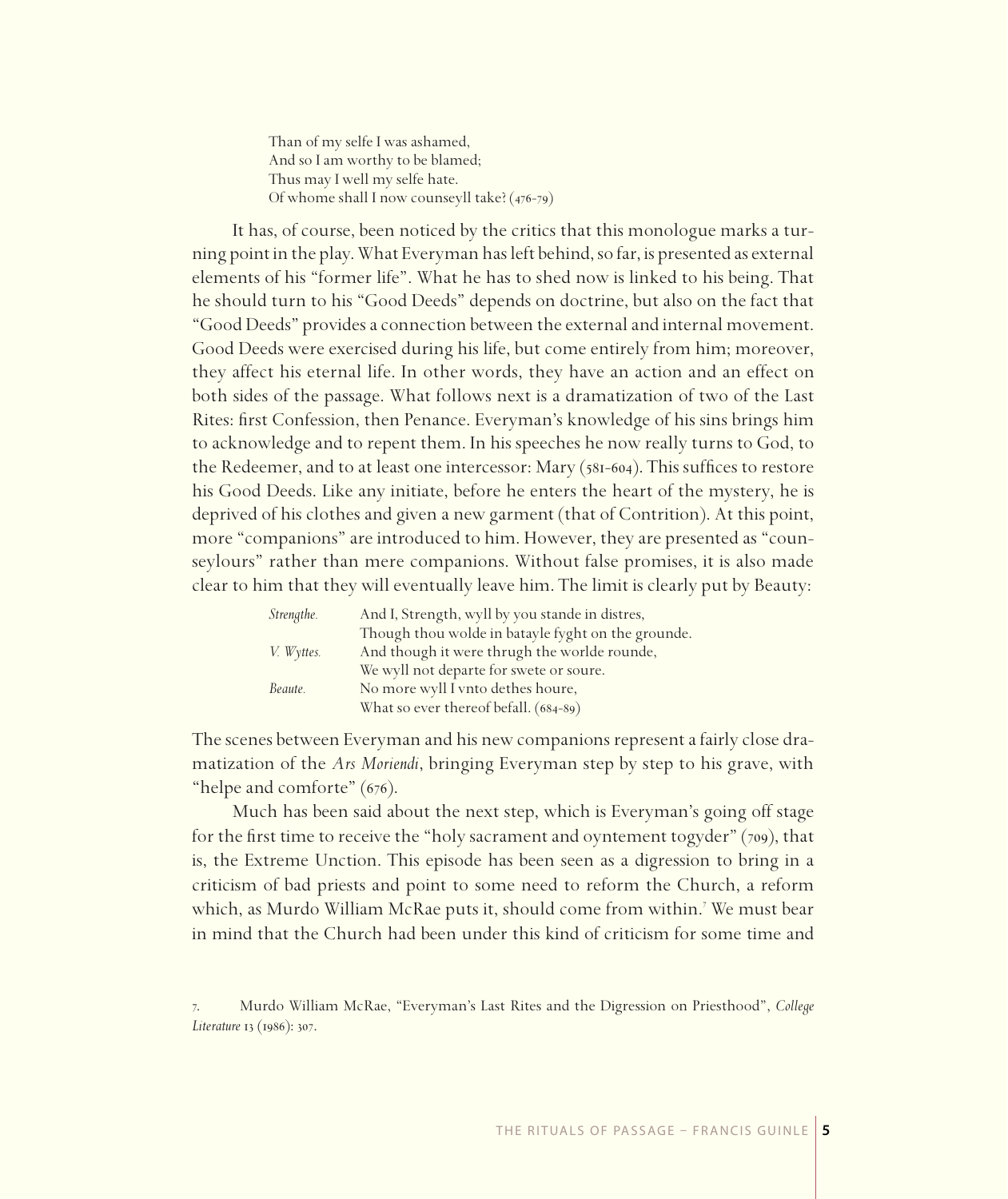Than of my selfe I was ashamed,  
And so I am worthy to be blamed;  
Thus may I well my selfe hate.  
Of whome shall I now counseyll take? (476-79)

It has, of course, been noticed by the critics that this monologue marks a turning point in the play. What Everyman has left behind, so far, is presented as external elements of his "former life". What he has to shed now is linked to his being. That he should turn to his "Good Deeds" depends on doctrine, but also on the fact that "Good Deeds" provides a connection between the external and internal movement. Good Deeds were exercised during his life, but come entirely from him; moreover, they affect his eternal life. In other words, they have an action and an effect on both sides of the passage. What follows next is a dramatization of two of the Last Rites: first Confession, then Penance. Everyman's knowledge of his sins brings him to acknowledge and to repent them. In his speeches he now really turns to God, to the Redeemer, and to at least one intercessor: Mary (581-604). This suffices to restore his Good Deeds. Like any initiate, before he enters the heart of the mystery, he is deprived of his clothes and given a new garment (that of Contrition). At this point, more "companions" are introduced to him. However, they are presented as "counseylours" rather than mere companions. Without false promises, it is also made clear to him that they will eventually leave him. The limit is clearly put by Beauty:

| | |
|---|---|
| *Strengthe.* | And I, Strength, wyll by you stande in distres, |
| | Though thou wolde in batayle fyght on the grounde. |
| *V. Wyttes.* | And though it were thrugh the worlde rounde, |
| | We wyll not departe for swete or soure. |
| *Beaute.* | No more wyll I vnto dethes houre, |
| | What so ever thereof befall. (684-89) |

The scenes between Everyman and his new companions represent a fairly close dramatization of the *Ars Moriendi*, bringing Everyman step by step to his grave, with "helpe and comforte" (676).

Much has been said about the next step, which is Everyman's going off stage for the first time to receive the "holy sacrament and oyntement togyder" (709), that is, the Extreme Unction. This episode has been seen as a digression to bring in a criticism of bad priests and point to some need to reform the Church, a reform which, as Murdo William McRae puts it, should come from within.[7] We must bear in mind that the Church had been under this kind of criticism for some time and

7. Murdo William McRae, "Everyman's Last Rites and the Digression on Priesthood", *College Literature* 13 (1986): 307.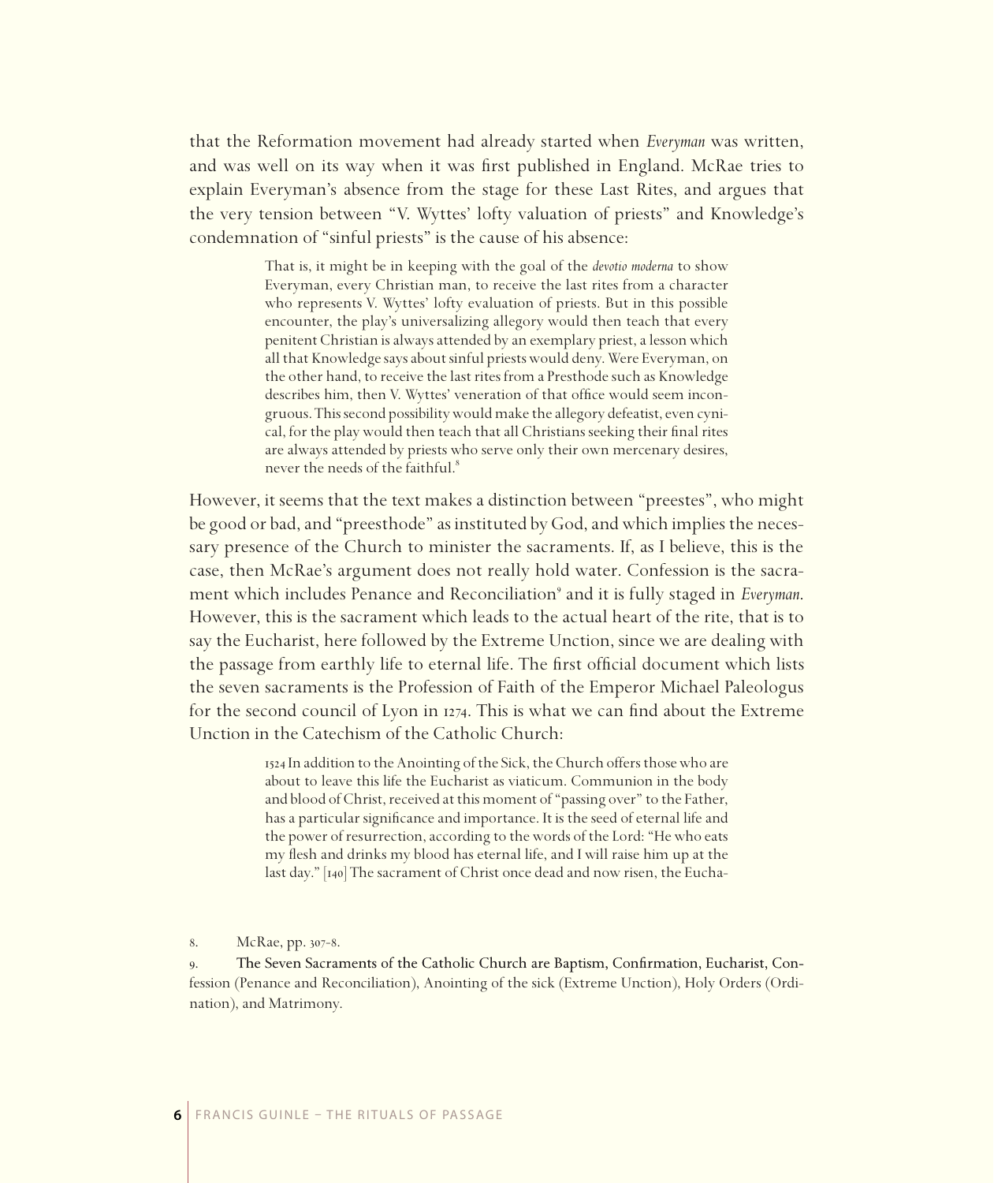that the Reformation movement had already started when *Everyman* was written, and was well on its way when it was first published in England. McRae tries to explain Everyman's absence from the stage for these Last Rites, and argues that the very tension between "V. Wyttes' lofty valuation of priests" and Knowledge's condemnation of "sinful priests" is the cause of his absence:

> That is, it might be in keeping with the goal of the *devotio moderna* to show Everyman, every Christian man, to receive the last rites from a character who represents V. Wyttes' lofty evaluation of priests. But in this possible encounter, the play's universalizing allegory would then teach that every penitent Christian is always attended by an exemplary priest, a lesson which all that Knowledge says about sinful priests would deny. Were Everyman, on the other hand, to receive the last rites from a Presthode such as Knowledge describes him, then V. Wyttes' veneration of that office would seem incongruous. This second possibility would make the allegory defeatist, even cynical, for the play would then teach that all Christians seeking their final rites are always attended by priests who serve only their own mercenary desires, never the needs of the faithful.[8]

However, it seems that the text makes a distinction between "preestes", who might be good or bad, and "preesthode" as instituted by God, and which implies the necessary presence of the Church to minister the sacraments. If, as I believe, this is the case, then McRae's argument does not really hold water. Confession is the sacrament which includes Penance and Reconciliation[9] and it is fully staged in *Everyman*. However, this is the sacrament which leads to the actual heart of the rite, that is to say the Eucharist, here followed by the Extreme Unction, since we are dealing with the passage from earthly life to eternal life. The first official document which lists the seven sacraments is the Profession of Faith of the Emperor Michael Paleologus for the second council of Lyon in 1274. This is what we can find about the Extreme Unction in the Catechism of the Catholic Church:

> 1524 In addition to the Anointing of the Sick, the Church offers those who are about to leave this life the Eucharist as viaticum. Communion in the body and blood of Christ, received at this moment of "passing over" to the Father, has a particular significance and importance. It is the seed of eternal life and the power of resurrection, according to the words of the Lord: "He who eats my flesh and drinks my blood has eternal life, and I will raise him up at the last day." [140] The sacrament of Christ once dead and now risen, the Eucha-

8. McRae, pp. 307-8.

9. The Seven Sacraments of the Catholic Church are Baptism, Confirmation, Eucharist, Confession (Penance and Reconciliation), Anointing of the sick (Extreme Unction), Holy Orders (Ordination), and Matrimony.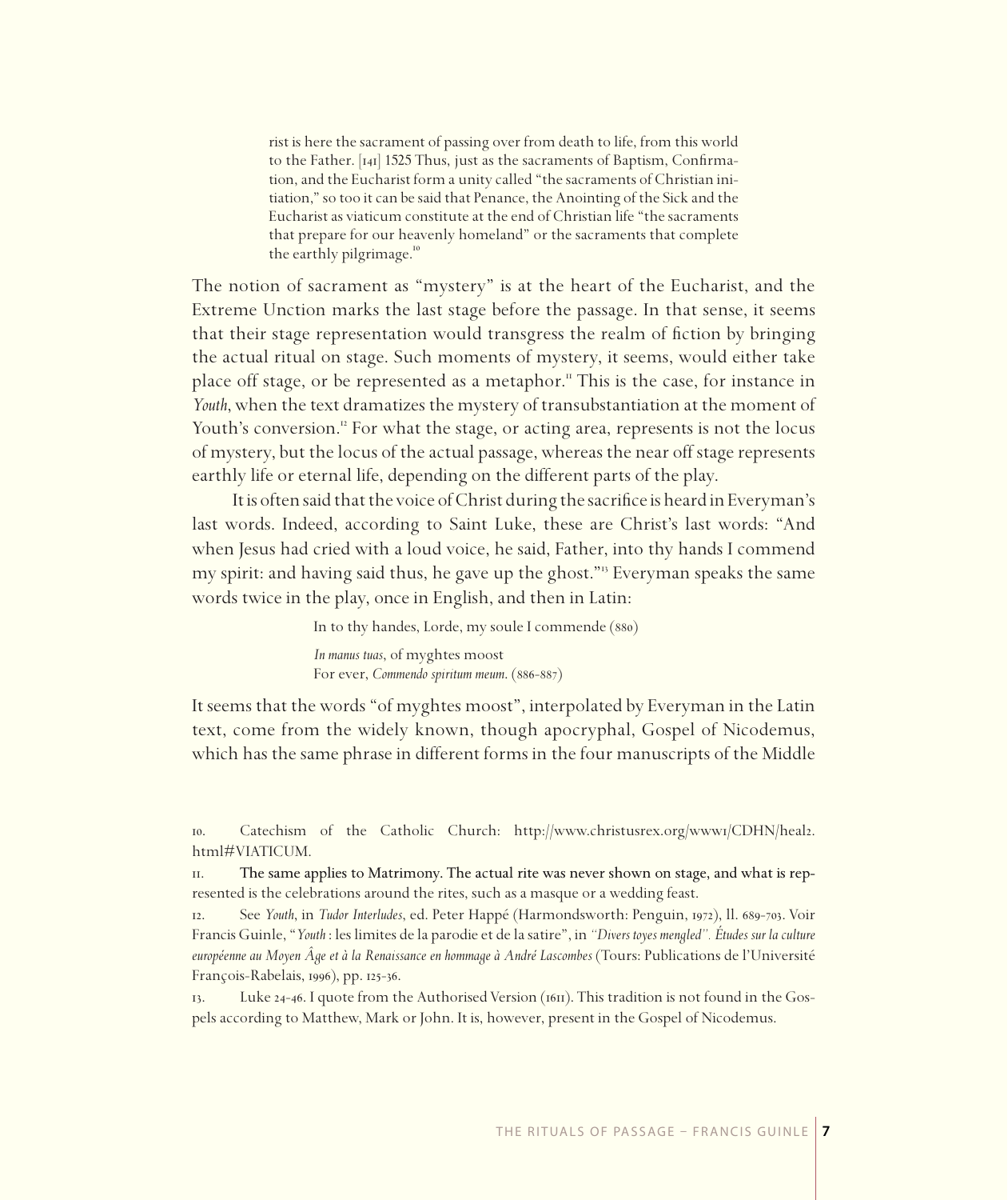rist is here the sacrament of passing over from death to life, from this world to the Father. [141] 1525 Thus, just as the sacraments of Baptism, Confirmation, and the Eucharist form a unity called "the sacraments of Christian initiation," so too it can be said that Penance, the Anointing of the Sick and the Eucharist as viaticum constitute at the end of Christian life "the sacraments that prepare for our heavenly homeland" or the sacraments that complete the earthly pilgrimage.[10]

The notion of sacrament as "mystery" is at the heart of the Eucharist, and the Extreme Unction marks the last stage before the passage. In that sense, it seems that their stage representation would transgress the realm of fiction by bringing the actual ritual on stage. Such moments of mystery, it seems, would either take place off stage, or be represented as a metaphor.[11] This is the case, for instance in *Youth*, when the text dramatizes the mystery of transubstantiation at the moment of Youth's conversion.[12] For what the stage, or acting area, represents is not the locus of mystery, but the locus of the actual passage, whereas the near off stage represents earthly life or eternal life, depending on the different parts of the play.

It is often said that the voice of Christ during the sacrifice is heard in Everyman's last words. Indeed, according to Saint Luke, these are Christ's last words: "And when Jesus had cried with a loud voice, he said, Father, into thy hands I commend my spirit: and having said thus, he gave up the ghost."[13] Everyman speaks the same words twice in the play, once in English, and then in Latin:

> In to thy handes, Lorde, my soule I commende (880)
>
> *In manus tuas*, of myghtes moost
> For ever, *Commendo spiritum meum*. (886-887)

It seems that the words "of myghtes moost", interpolated by Everyman in the Latin text, come from the widely known, though apocryphal, Gospel of Nicodemus, which has the same phrase in different forms in the four manuscripts of the Middle

10. Catechism of the Catholic Church: http://www.christusrex.org/www1/CDHN/heal2.html#VIATICUM.

11. The same applies to Matrimony. The actual rite was never shown on stage, and what is represented is the celebrations around the rites, such as a masque or a wedding feast.

12. See *Youth*, in *Tudor Interludes*, ed. Peter Happé (Harmondsworth: Penguin, 1972), ll. 689-703. Voir Francis Guinle, "*Youth* : les limites de la parodie et de la satire", in *"Divers toyes mengled". Études sur la culture européenne au Moyen Âge et à la Renaissance en hommage à André Lascombes* (Tours: Publications de l'Université François-Rabelais, 1996), pp. 125-36.

13. Luke 24-46. I quote from the Authorised Version (1611). This tradition is not found in the Gospels according to Matthew, Mark or John. It is, however, present in the Gospel of Nicodemus.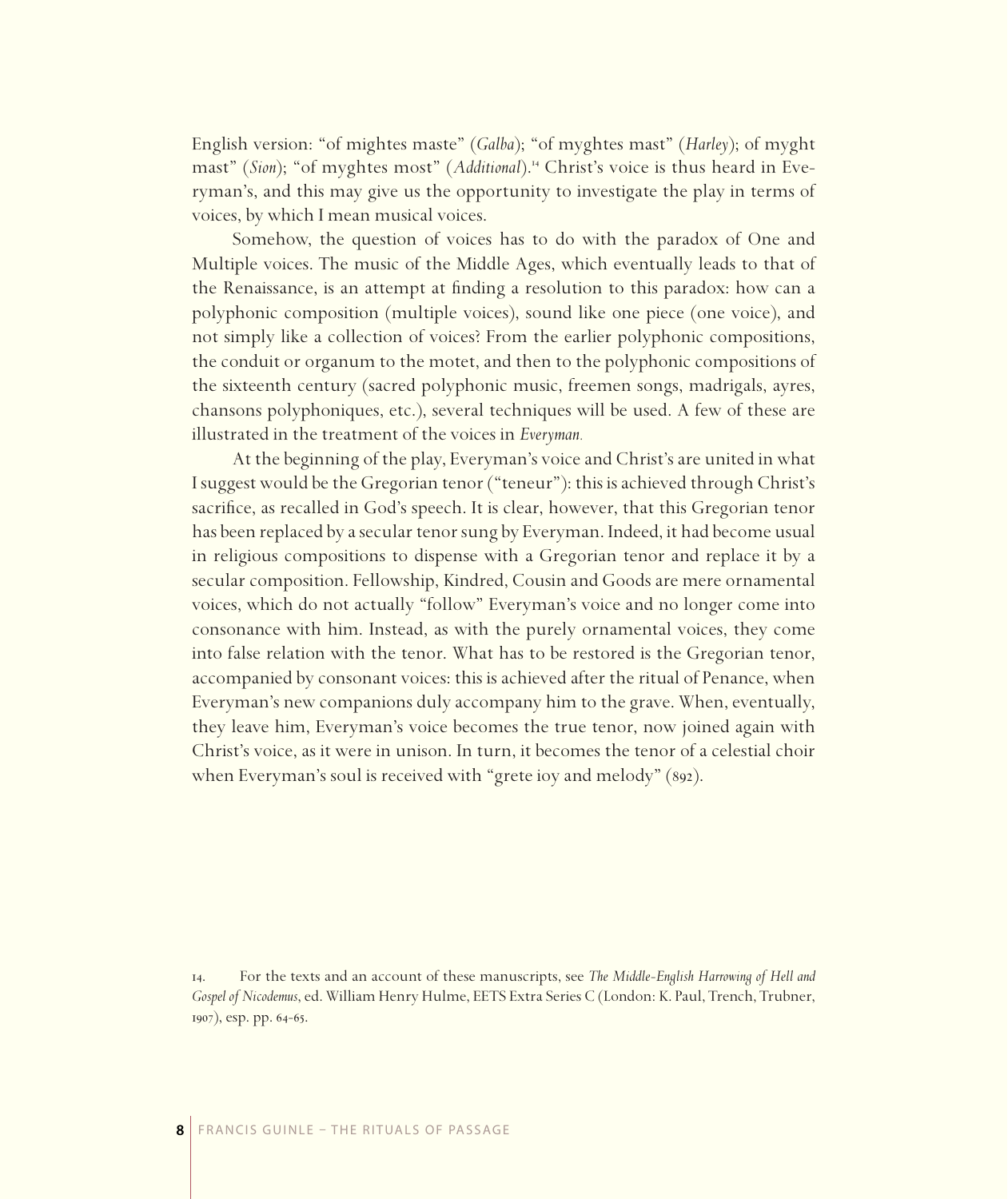English version: "of mightes maste" (*Galba*); "of myghtes mast" (*Harley*); of myght mast" (*Sion*); "of myghtes most" (*Additional*).[14] Christ's voice is thus heard in Everyman's, and this may give us the opportunity to investigate the play in terms of voices, by which I mean musical voices.

Somehow, the question of voices has to do with the paradox of One and Multiple voices. The music of the Middle Ages, which eventually leads to that of the Renaissance, is an attempt at finding a resolution to this paradox: how can a polyphonic composition (multiple voices), sound like one piece (one voice), and not simply like a collection of voices? From the earlier polyphonic compositions, the conduit or organum to the motet, and then to the polyphonic compositions of the sixteenth century (sacred polyphonic music, freemen songs, madrigals, ayres, chansons polyphoniques, etc.), several techniques will be used. A few of these are illustrated in the treatment of the voices in *Everyman*.

At the beginning of the play, Everyman's voice and Christ's are united in what I suggest would be the Gregorian tenor ("teneur"): this is achieved through Christ's sacrifice, as recalled in God's speech. It is clear, however, that this Gregorian tenor has been replaced by a secular tenor sung by Everyman. Indeed, it had become usual in religious compositions to dispense with a Gregorian tenor and replace it by a secular composition. Fellowship, Kindred, Cousin and Goods are mere ornamental voices, which do not actually "follow" Everyman's voice and no longer come into consonance with him. Instead, as with the purely ornamental voices, they come into false relation with the tenor. What has to be restored is the Gregorian tenor, accompanied by consonant voices: this is achieved after the ritual of Penance, when Everyman's new companions duly accompany him to the grave. When, eventually, they leave him, Everyman's voice becomes the true tenor, now joined again with Christ's voice, as it were in unison. In turn, it becomes the tenor of a celestial choir when Everyman's soul is received with "grete ioy and melody" (892).

14. For the texts and an account of these manuscripts, see *The Middle-English Harrowing of Hell and Gospel of Nicodemus*, ed. William Henry Hulme, EETS Extra Series C (London: K. Paul, Trench, Trubner, 1907), esp. pp. 64-65.